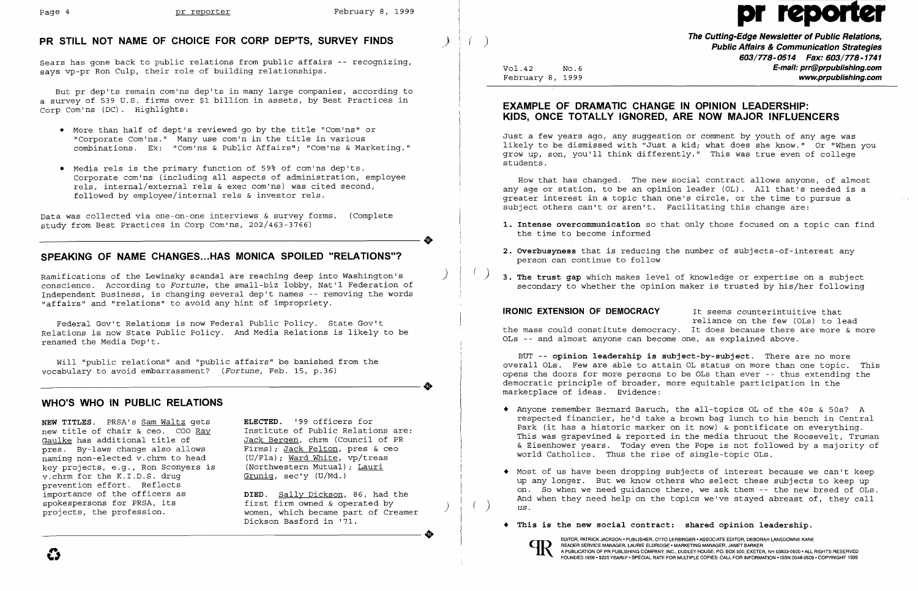## PR STILL NOT NAME OF CHOICE FOR CORP DEP'TS, SURVEY FINDS

Sears has gone back to public relations from public affairs -- recognizing, says vp-pr Ron Culp, their role of building relationships.

But pr dep'ts remain com'ns dep'ts in many large companies, according to a survey of 539 U.S. firms over $1 billion in assets, by Best Practices in Corp Com'ns (DC). Highlights:

- More than half of dept's reviewed go by the title "Com'ns" or "Corporate Com'ns." Many use com'n in the title in various combinations. Ex: "Com'ns & Public Affairs"; "Com'ns & Marketing."
- Media rels is the primary function of 59% of com'ns dep'ts. Corporate com'ns (including all aspects of administration, employee rels, internal/external rels & exec com'ns) was cited second, followed by employee/internal rels & investor rels.

Data was collected via one-on-one interviews & survey forms. (Complete study from Best Practices in Corp Com'ns, 202/463-3766)

## SPEAKING OF NAME CHANGES...HAS MONICA SPOILED "RELATIONS"?

Ramifications of the Lewinsky scandal are reaching deep into Washington's conscience. According to *Fortune*, the small-biz lobby, Nat'l Federation of Independent Business, is changing several dep't names -- removing the words "affairs" and "relations" to avoid any hint of impropriety.

Federal Gov't Relations is now Federal Public Policy. State Gov't Relations is now State Public Policy. And Media Relations is likely to be renamed the Media Dep't.

Will "public relations" and "public affairs" be banished from the vocabulary to avoid embarrassment? (*Fortune*, Feb. 15, p.36)

## WHO'S WHO IN PUBLIC RELATIONS

**NEW TITLES.** PRSA's Sam Waltz gets new title of chair & ceo. COO Ray Gaulke has additional title of pres. By-laws change also allows naming non-elected v.chrm to head key projects, e.g., Ron Sconyers is v.chrm for the K.I.D.S. drug prevention effort. Reflects importance of the officers as spokespersons for PRSA, its projects, the profession.

**ELECTED.** '99 officers for Institute of Public Relations are: Jack Bergen, chrm (Council of PR Firms); Jack Felton, pres & ceo (U/Fla); Ward White, vp/treas (Northwestern Mutual); Lauri Grunig, sec'y (U/Md.)

**DIED.** Sally Dickson, 86, had the first firm owned & operated by women, which became part of Creamer Dickson Basford in '71.

# pr reporter

**The Cutting-Edge Newsletter of Public Relations, Public Affairs & Communication Strategies**
**603/778-0514 Fax: 603/778-1741**
**E-mail: prr@prpublishing.com**
**www.prpublishing.com**

Vol.42 No.6
February 8, 1999

## EXAMPLE OF DRAMATIC CHANGE IN OPINION LEADERSHIP: KIDS, ONCE TOTALLY IGNORED, ARE NOW MAJOR INFLUENCERS

Just a few years ago, any suggestion or comment by youth of any age was likely to be dismissed with "Just a kid; what does she know." Or "When you grow up, son, you'll think differently." This was true even of college students.

How that has changed. The new social contract allows anyone, of almost any age or station, to be an opinion leader (OL). All that's needed is a greater interest in a topic than one's circle, or the time to pursue a subject others can't or aren't. Facilitating this change are:

1. **Intense overcommunication** so that only those focused on a topic can find the time to become informed
2. **Overbusyness** that is reducing the number of subjects-of-interest any person can continue to follow
3. **The trust gap** which makes level of knowledge or expertise on a subject secondary to whether the opinion maker is trusted by his/her following

**IRONIC EXTENSION OF DEMOCRACY** It seems counterintuitive that reliance on the few (OLs) to lead the mass could constitute democracy. It does because there are more & more OLs -- and almost anyone can become one, as explained above.

BUT -- **opinion leadership is subject-by-subject.** There are no more overall OLs. Few are able to attain OL status on more than one topic. This opens the doors for more persons to be OLs than ever -- thus extending the democratic principle of broader, more equitable participation in the marketplace of ideas. Evidence:

- Anyone remember Bernard Baruch, the all-topics OL of the 40s & 50s? A respected financier, he'd take a brown bag lunch to his bench in Central Park (it has a historic marker on it now) & pontificate on everything. This was grapevined & reported in the media thruout the Roosevelt, Truman & Eisenhower years. Today even the Pope is not followed by a majority of world Catholics. Thus the rise of single-topic OLs.
- Most of us have been dropping subjects of interest because we can't keep up any longer. But we know others who select these subjects to keep up on. So when we need guidance there, we ask them -- the new breed of OLs. And when they need help on the topics we've stayed abreast of, they call us.
- **This is the new social contract: shared opinion leadership.**

EDITOR, PATRICK JACKSON • PUBLISHER, OTTO LERBINGER • ASSOCIATE EDITOR, DEBORAH LANSDOWNE KANE
READER SERVICE MANAGER, LAURIE ELDRIDGE • MARKETING MANAGER, JANET BARKER
A PUBLICATION OF PR PUBLISHING COMPANY, INC., DUDLEY HOUSE, P.O. BOX 600, EXETER, NH 03833-0600 • ALL RIGHTS RESERVED
FOUNDED 1958 • $225 YEARLY • SPECIAL RATE FOR MULTIPLE COPIES: CALL FOR INFORMATION • ISSN 0048-2609 • COPYRIGHT 1999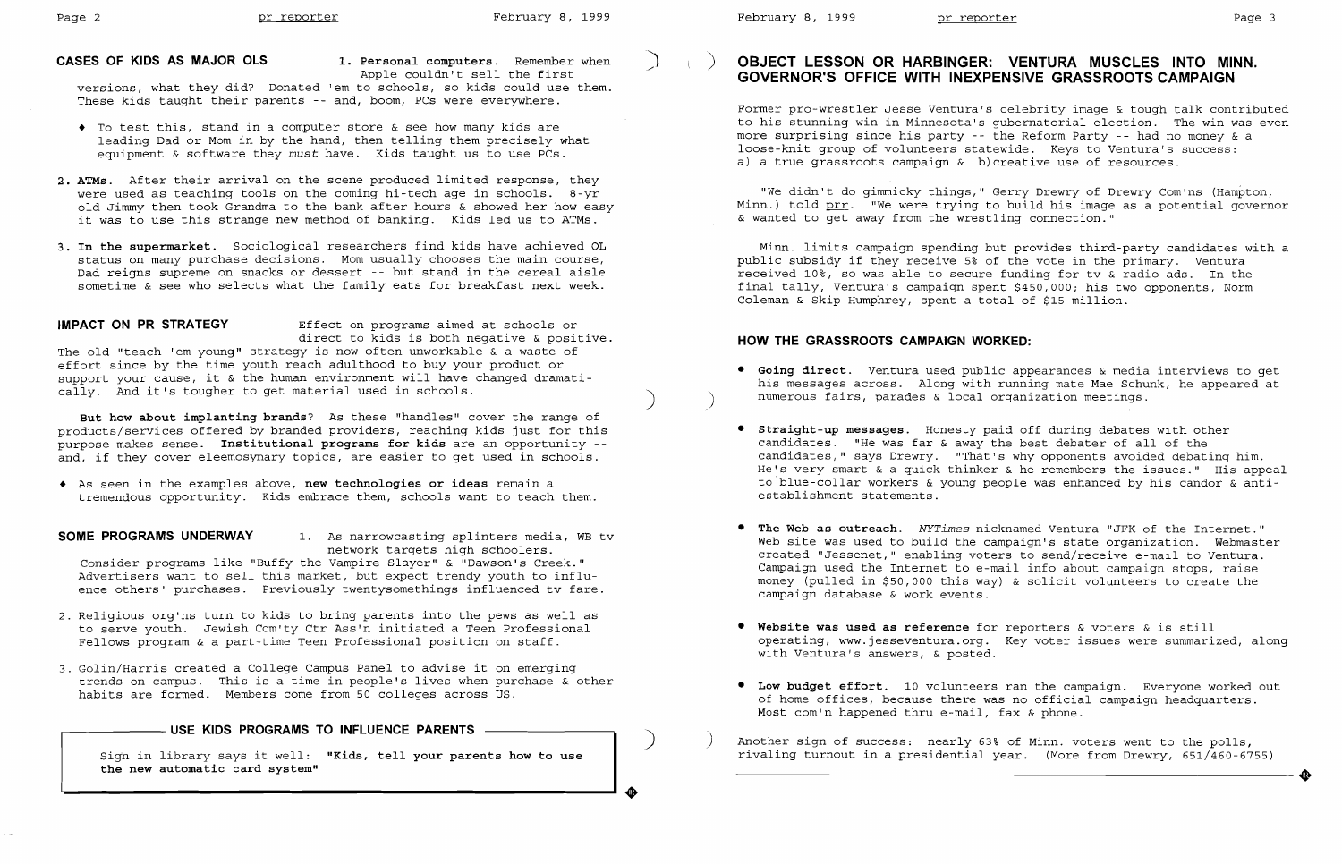## CASES OF KIDS AS MAJOR OLS

**1. Personal computers.** Remember when Apple couldn't sell the first versions, what they did? Donated 'em to schools, so kids could use them. These kids taught their parents -- and, boom, PCs were everywhere.

- To test this, stand in a computer store & see how many kids are leading Dad or Mom in by the hand, then telling them precisely what equipment & software they *must* have. Kids taught us to use PCs.

**2. ATMs.** After their arrival on the scene produced limited response, they were used as teaching tools on the coming hi-tech age in schools. 8-yr old Jimmy then took Grandma to the bank after hours & showed her how easy it was to use this strange new method of banking. Kids led us to ATMs.

**3. In the supermarket.** Sociological researchers find kids have achieved OL status on many purchase decisions. Mom usually chooses the main course, Dad reigns supreme on snacks or dessert -- but stand in the cereal aisle sometime & see who selects what the family eats for breakfast next week.

## IMPACT ON PR STRATEGY

Effect on programs aimed at schools or direct to kids is both negative & positive. The old "teach 'em young" strategy is now often unworkable & a waste of effort since by the time youth reach adulthood to buy your product or support your cause, it & the human environment will have changed dramatically. And it's tougher to get material used in schools.

**But how about implanting brands**? As these "handles" cover the range of products/services offered by branded providers, reaching kids just for this purpose makes sense. **Institutional programs for kids** are an opportunity -- and, if they cover eleemosynary topics, are easier to get used in schools.

- As seen in the examples above, **new technologies or ideas** remain a tremendous opportunity. Kids embrace them, schools want to teach them.

## SOME PROGRAMS UNDERWAY

1. As narrowcasting splinters media, WB tv network targets high schoolers. Consider programs like "Buffy the Vampire Slayer" & "Dawson's Creek." Advertisers want to sell this market, but expect trendy youth to influence others' purchases. Previously twentysomethings influenced tv fare.

2. Religious org'ns turn to kids to bring parents into the pews as well as to serve youth. Jewish Com'ty Ctr Ass'n initiated a Teen Professional Fellows program & a part-time Teen Professional position on staff.

3. Golin/Harris created a College Campus Panel to advise it on emerging trends on campus. This is a time in people's lives when purchase & other habits are formed. Members come from 50 colleges across US.

### USE KIDS PROGRAMS TO INFLUENCE PARENTS

Sign in library says it well: **"Kids, tell your parents how to use the new automatic card system"**

# OBJECT LESSON OR HARBINGER: VENTURA MUSCLES INTO MINN. GOVERNOR'S OFFICE WITH INEXPENSIVE GRASSROOTS CAMPAIGN

Former pro-wrestler Jesse Ventura's celebrity image & tough talk contributed to his stunning win in Minnesota's gubernatorial election. The win was even more surprising since his party -- the Reform Party -- had no money & a loose-knit group of volunteers statewide. Keys to Ventura's success: a) a true grassroots campaign & b) creative use of resources.

"We didn't do gimmicky things," Gerry Drewry of Drewry Com'ns (Hampton, Minn.) told prr. "We were trying to build his image as a potential governor & wanted to get away from the wrestling connection."

Minn. limits campaign spending but provides third-party candidates with a public subsidy if they receive 5% of the vote in the primary. Ventura received 10%, so was able to secure funding for tv & radio ads. In the final tally, Ventura's campaign spent \$450,000; his two opponents, Norm Coleman & Skip Humphrey, spent a total of \$15 million.

## HOW THE GRASSROOTS CAMPAIGN WORKED:

- **Going direct.** Ventura used public appearances & media interviews to get his messages across. Along with running mate Mae Schunk, he appeared at numerous fairs, parades & local organization meetings.

- **Straight-up messages.** Honesty paid off during debates with other candidates. "He was far & away the best debater of all of the candidates," says Drewry. "That's why opponents avoided debating him. He's very smart & a quick thinker & he remembers the issues." His appeal to blue-collar workers & young people was enhanced by his candor & anti-establishment statements.

- **The Web as outreach.** *NYTimes* nicknamed Ventura "JFK of the Internet." Web site was used to build the campaign's state organization. Webmaster created "Jessenet," enabling voters to send/receive e-mail to Ventura. Campaign used the Internet to e-mail info about campaign stops, raise money (pulled in \$50,000 this way) & solicit volunteers to create the campaign database & work events.

- **Website was used as reference** for reporters & voters & is still operating, www.jesseventura.org. Key voter issues were summarized, along with Ventura's answers, & posted.

- **Low budget effort.** 10 volunteers ran the campaign. Everyone worked out of home offices, because there was no official campaign headquarters. Most com'n happened thru e-mail, fax & phone.

Another sign of success: nearly 63% of Minn. voters went to the polls, rivaling turnout in a presidential year. (More from Drewry, 651/460-6755)